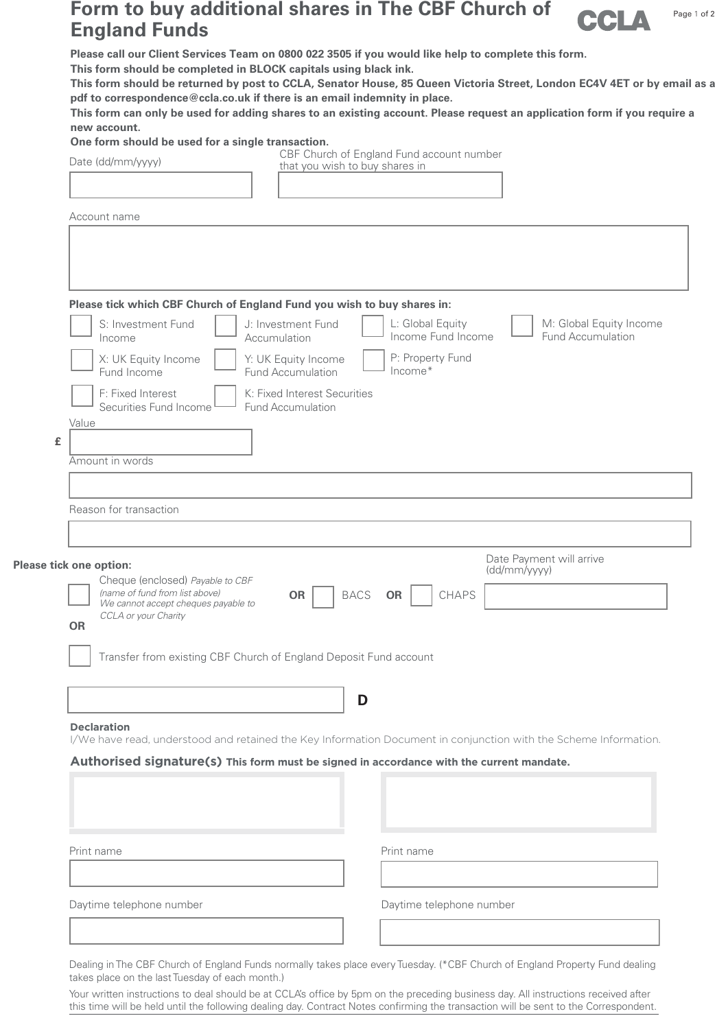# Form to buy additional shares in The CBF Church of England Funds

CCLA

**Please call our Client Services Team on 0800 022 3505 if you would like help to complete this form.**
**This form should be completed in BLOCK capitals using black ink.**
**This form should be returned by post to CCLA, Senator House, 85 Queen Victoria Street, London EC4V 4ET or by email as a pdf to correspondence@ccla.co.uk if there is an email indemnity in place.**
**This form can only be used for adding shares to an existing account. Please request an application form if you require a new account.**
**One form should be used for a single transaction.**

Date (dd/mm/yyyy)

CBF Church of England Fund account number that you wish to buy shares in

Account name

**Please tick which CBF Church of England Fund you wish to buy shares in:**

- ☐ S: Investment Fund Income
- ☐ J: Investment Fund Accumulation
- ☐ L: Global Equity Income Fund Income
- ☐ M: Global Equity Income Fund Accumulation
- ☐ X: UK Equity Income Fund Income
- ☐ Y: UK Equity Income Fund Accumulation
- ☐ P: Property Fund Income*
- ☐ F: Fixed Interest Securities Fund Income
- ☐ K: Fixed Interest Securities Fund Accumulation

Value

£

Amount in words

Reason for transaction

**Please tick one option:**

☐ Cheque (enclosed) *Payable to CBF (name of fund from list above) We cannot accept cheques payable to CCLA or your Charity*

**OR** ☐ BACS **OR** ☐ CHAPS

Date Payment will arrive (dd/mm/yyyy)

**OR**

☐ Transfer from existing CBF Church of England Deposit Fund account

D

**Declaration**

I/We have read, understood and retained the Key Information Document in conjunction with the Scheme Information.

**Authorised signature(s)** **This form must be signed in accordance with the current mandate.**

Print name

Daytime telephone number

Print name

Daytime telephone number

Dealing in The CBF Church of England Funds normally takes place every Tuesday. (*CBF Church of England Property Fund dealing takes place on the last Tuesday of each month.)

Your written instructions to deal should be at CCLA's office by 5pm on the preceding business day. All instructions received after this time will be held until the following dealing day. Contract Notes confirming the transaction will be sent to the Correspondent.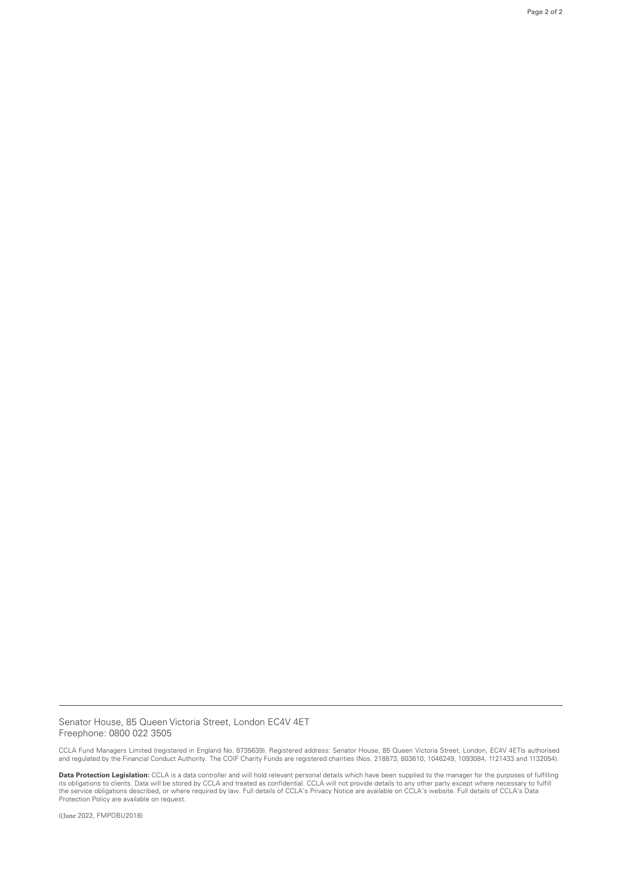Senator House, 85 Queen Victoria Street, London EC4V 4ET
Freephone: 0800 022 3505

CCLA Fund Managers Limited (registered in England No. 8735639). Registered address: Senator House, 85 Queen Victoria Street, London, EC4V 4ETis authorised and regulated by the Financial Conduct Authority. The COIF Charity Funds are registered charities (Nos. 218873, 803610, 1046249, 1093084, 1121433 and 1132054).

**Data Protection Legislation:** CCLA is a data controller and will hold relevant personal details which have been supplied to the manager for the purposes of fulfilling its obligations to clients. Data will be stored by CCLA and treated as confidential. CCLA will not provide details to any other party except where necessary to fulfill the service obligations described, or where required by law. Full details of CCLA's Privacy Notice are available on CCLA's website. Full details of CCLA's Data Protection Policy are available on request.

((June 2022, FMPDBU2018)